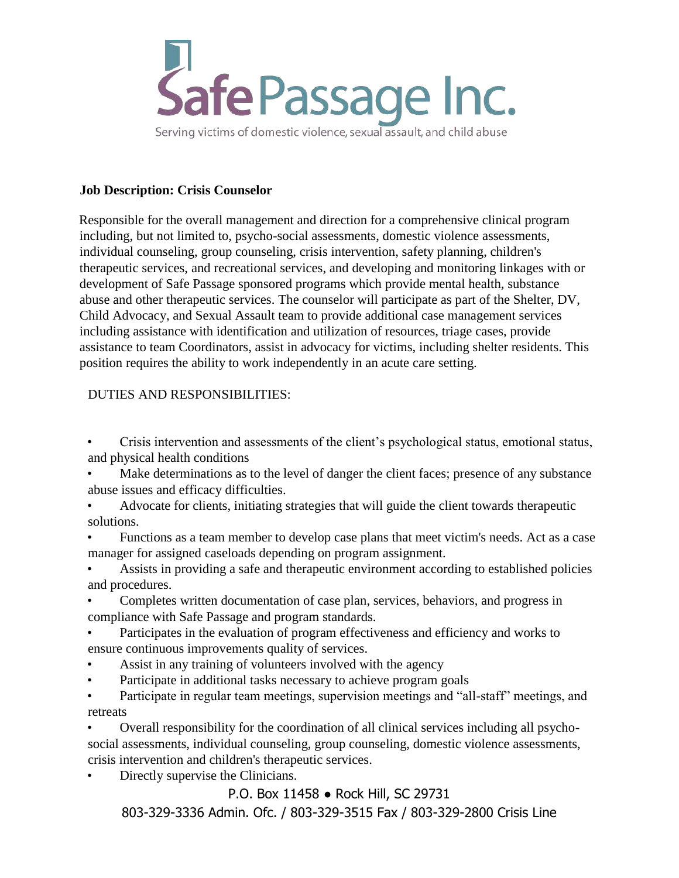# Safe Passage Inc.

Serving victims of domestic violence, sexual assault, and child abuse

**Job Description: Crisis Counselor**

Responsible for the overall management and direction for a comprehensive clinical program including, but not limited to, psycho-social assessments, domestic violence assessments, individual counseling, group counseling, crisis intervention, safety planning, children's therapeutic services, and recreational services, and developing and monitoring linkages with or development of Safe Passage sponsored programs which provide mental health, substance abuse and other therapeutic services. The counselor will participate as part of the Shelter, DV, Child Advocacy, and Sexual Assault team to provide additional case management services including assistance with identification and utilization of resources, triage cases, provide assistance to team Coordinators, assist in advocacy for victims, including shelter residents. This position requires the ability to work independently in an acute care setting.

DUTIES AND RESPONSIBILITIES:

- Crisis intervention and assessments of the client's psychological status, emotional status, and physical health conditions
- Make determinations as to the level of danger the client faces; presence of any substance abuse issues and efficacy difficulties.
- Advocate for clients, initiating strategies that will guide the client towards therapeutic solutions.
- Functions as a team member to develop case plans that meet victim's needs. Act as a case manager for assigned caseloads depending on program assignment.
- Assists in providing a safe and therapeutic environment according to established policies and procedures.
- Completes written documentation of case plan, services, behaviors, and progress in compliance with Safe Passage and program standards.
- Participates in the evaluation of program effectiveness and efficiency and works to ensure continuous improvements quality of services.
- Assist in any training of volunteers involved with the agency
- Participate in additional tasks necessary to achieve program goals
- Participate in regular team meetings, supervision meetings and "all-staff" meetings, and retreats
- Overall responsibility for the coordination of all clinical services including all psycho-social assessments, individual counseling, group counseling, domestic violence assessments, crisis intervention and children's therapeutic services.
- Directly supervise the Clinicians.

P.O. Box 11458 ● Rock Hill, SC 29731

803-329-3336 Admin. Ofc. / 803-329-3515 Fax / 803-329-2800 Crisis Line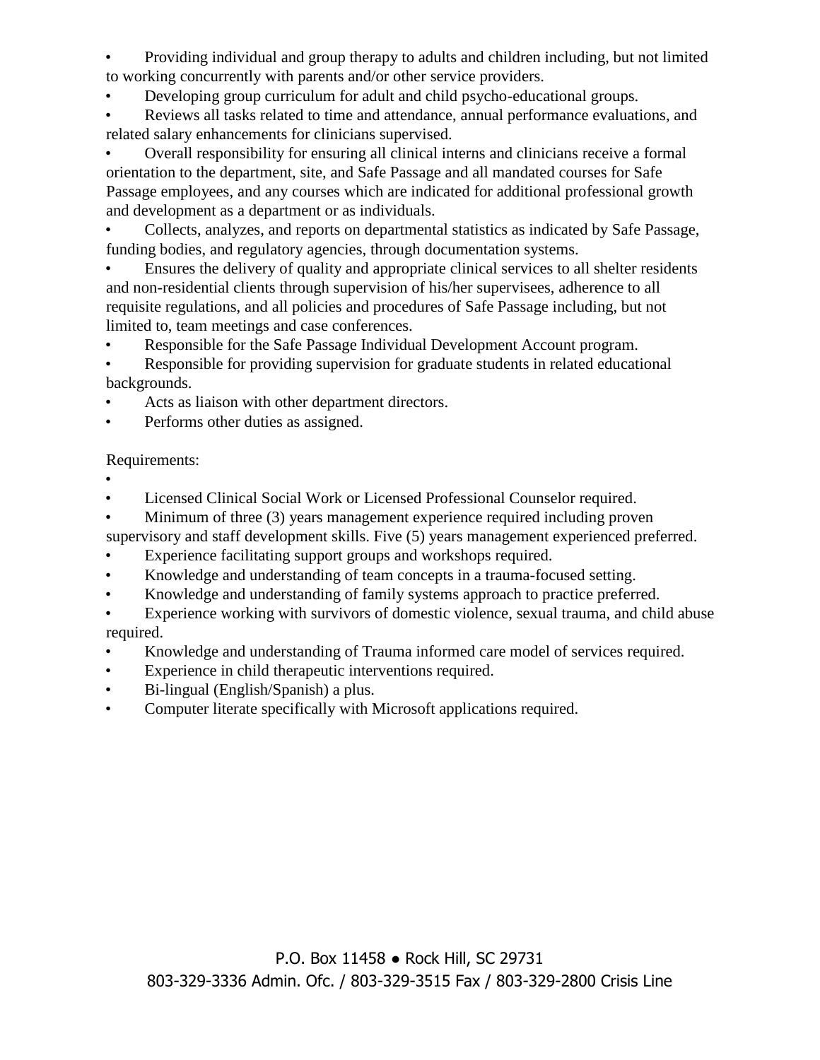- Providing individual and group therapy to adults and children including, but not limited to working concurrently with parents and/or other service providers.
- Developing group curriculum for adult and child psycho-educational groups.
- Reviews all tasks related to time and attendance, annual performance evaluations, and related salary enhancements for clinicians supervised.
- Overall responsibility for ensuring all clinical interns and clinicians receive a formal orientation to the department, site, and Safe Passage and all mandated courses for Safe Passage employees, and any courses which are indicated for additional professional growth and development as a department or as individuals.
- Collects, analyzes, and reports on departmental statistics as indicated by Safe Passage, funding bodies, and regulatory agencies, through documentation systems.
- Ensures the delivery of quality and appropriate clinical services to all shelter residents and non-residential clients through supervision of his/her supervisees, adherence to all requisite regulations, and all policies and procedures of Safe Passage including, but not limited to, team meetings and case conferences.
- Responsible for the Safe Passage Individual Development Account program.
- Responsible for providing supervision for graduate students in related educational backgrounds.
- Acts as liaison with other department directors.
- Performs other duties as assigned.

Requirements:

- Licensed Clinical Social Work or Licensed Professional Counselor required.
- Minimum of three (3) years management experience required including proven supervisory and staff development skills. Five (5) years management experienced preferred.
- Experience facilitating support groups and workshops required.
- Knowledge and understanding of team concepts in a trauma-focused setting.
- Knowledge and understanding of family systems approach to practice preferred.
- Experience working with survivors of domestic violence, sexual trauma, and child abuse required.
- Knowledge and understanding of Trauma informed care model of services required.
- Experience in child therapeutic interventions required.
- Bi-lingual (English/Spanish) a plus.
- Computer literate specifically with Microsoft applications required.

P.O. Box 11458 ● Rock Hill, SC 29731
803-329-3336 Admin. Ofc. / 803-329-3515 Fax / 803-329-2800 Crisis Line